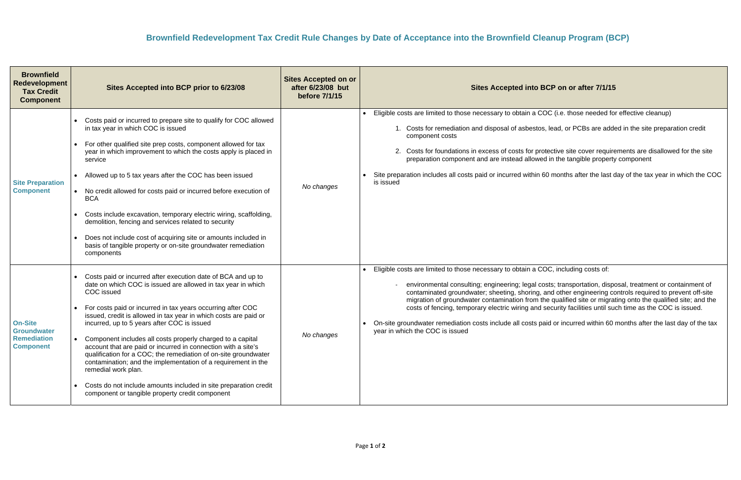# Brownfield Redevelopment Tax Credit Rule Changes by Date of Acceptance into the Brownfield Cleanup Program (BCP)

| Brownfield Redevelopment Tax Credit Component | Sites Accepted into BCP prior to 6/23/08 | Sites Accepted on or after 6/23/08 but before 7/1/15 | Sites Accepted into BCP on or after 7/1/15 |
|---|---|---|---|
| **Site Preparation Component** | • Costs paid or incurred to prepare site to qualify for COC allowed in tax year in which COC is issued<br>• For other qualified site prep costs, component allowed for tax year in which improvement to which the costs apply is placed in service<br>• Allowed up to 5 tax years after the COC has been issued<br>• No credit allowed for costs paid or incurred before execution of BCA<br>• Costs include excavation, temporary electric wiring, scaffolding, demolition, fencing and services related to security<br>• Does not include cost of acquiring site or amounts included in basis of tangible property or on-site groundwater remediation components | *No changes* | • Eligible costs are limited to those necessary to obtain a COC (i.e. those needed for effective cleanup)<br>1. Costs for remediation and disposal of asbestos, lead, or PCBs are added in the site preparation credit component costs<br>2. Costs for foundations in excess of costs for protective site cover requirements are disallowed for the site preparation component and are instead allowed in the tangible property component<br>• Site preparation includes all costs paid or incurred within 60 months after the last day of the tax year in which the COC is issued |
| **On-Site Groundwater Remediation Component** | • Costs paid or incurred after execution date of BCA and up to date on which COC is issued are allowed in tax year in which COC issued<br>• For costs paid or incurred in tax years occurring after COC issued, credit is allowed in tax year in which costs are paid or incurred, up to 5 years after COC is issued<br>• Component includes all costs properly charged to a capital account that are paid or incurred in connection with a site's qualification for a COC; the remediation of on-site groundwater contamination; and the implementation of a requirement in the remedial work plan.<br>• Costs do not include amounts included in site preparation credit component or tangible property credit component | *No changes* | • Eligible costs are limited to those necessary to obtain a COC, including costs of:<br>- environmental consulting; engineering; legal costs; transportation, disposal, treatment or containment of contaminated groundwater; sheeting, shoring, and other engineering controls required to prevent off-site migration of groundwater contamination from the qualified site or migrating onto the qualified site; and the costs of fencing, temporary electric wiring and security facilities until such time as the COC is issued.<br>• On-site groundwater remediation costs include all costs paid or incurred within 60 months after the last day of the tax year in which the COC is issued |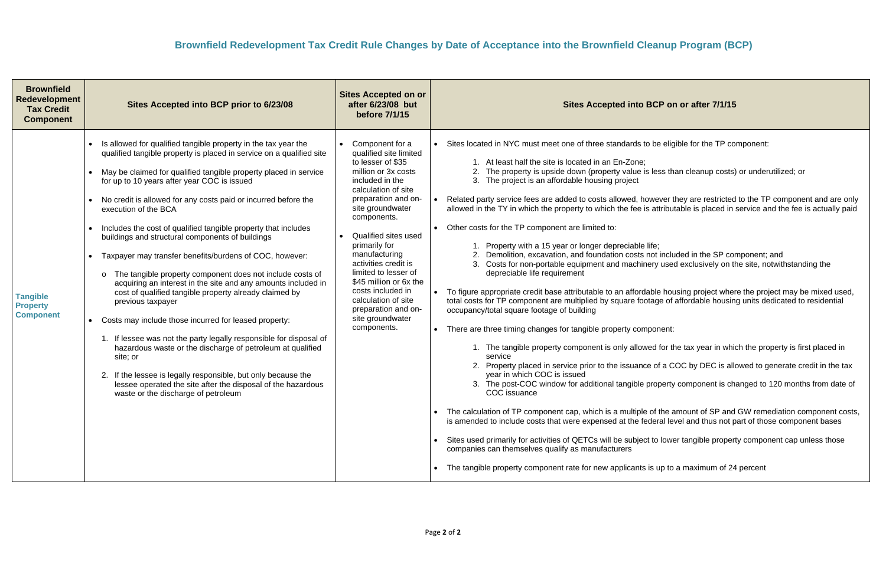# Brownfield Redevelopment Tax Credit Rule Changes by Date of Acceptance into the Brownfield Cleanup Program (BCP)

| Brownfield Redevelopment Tax Credit Component | Sites Accepted into BCP prior to 6/23/08 | Sites Accepted on or after 6/23/08 but before 7/1/15 | Sites Accepted into BCP on or after 7/1/15 |
|---|---|---|---|
| **Tangible Property Component** | • Is allowed for qualified tangible property in the tax year the qualified tangible property is placed in service on a qualified site<br>• May be claimed for qualified tangible property placed in service for up to 10 years after year COC is issued<br>• No credit is allowed for any costs paid or incurred before the execution of the BCA<br>• Includes the cost of qualified tangible property that includes buildings and structural components of buildings<br>• Taxpayer may transfer benefits/burdens of COC, however:<br>  o The tangible property component does not include costs of acquiring an interest in the site and any amounts included in cost of qualified tangible property already claimed by previous taxpayer<br>• Costs may include those incurred for leased property:<br>  1. If lessee was not the party legally responsible for disposal of hazardous waste or the discharge of petroleum at qualified site; or<br>  2. If the lessee is legally responsible, but only because the lessee operated the site after the disposal of the hazardous waste or the discharge of petroleum | • Component for a qualified site limited to lesser of $35 million or 3x costs included in the calculation of site preparation and on-site groundwater components.<br>• Qualified sites used primarily for manufacturing activities credit is limited to lesser of $45 million or 6x the costs included in calculation of site preparation and on-site groundwater components. | • Sites located in NYC must meet one of three standards to be eligible for the TP component:<br>  1. At least half the site is located in an En-Zone;<br>  2. The property is upside down (property value is less than cleanup costs) or underutilized; or<br>  3. The project is an affordable housing project<br>• Related party service fees are added to costs allowed, however they are restricted to the TP component and are only allowed in the TY in which the property to which the fee is attributable is placed in service and the fee is actually paid<br>• Other costs for the TP component are limited to:<br>  1. Property with a 15 year or longer depreciable life;<br>  2. Demolition, excavation, and foundation costs not included in the SP component; and<br>  3. Costs for non-portable equipment and machinery used exclusively on the site, notwithstanding the depreciable life requirement<br>• To figure appropriate credit base attributable to an affordable housing project where the project may be mixed used, total costs for TP component are multiplied by square footage of affordable housing units dedicated to residential occupancy/total square footage of building<br>• There are three timing changes for tangible property component:<br>  1. The tangible property component is only allowed for the tax year in which the property is first placed in service<br>  2. Property placed in service prior to the issuance of a COC by DEC is allowed to generate credit in the tax year in which COC is issued<br>  3. The post-COC window for additional tangible property component is changed to 120 months from date of COC issuance<br>• The calculation of TP component cap, which is a multiple of the amount of SP and GW remediation component costs, is amended to include costs that were expensed at the federal level and thus not part of those component bases<br>• Sites used primarily for activities of QETCs will be subject to lower tangible property component cap unless those companies can themselves qualify as manufacturers<br>• The tangible property component rate for new applicants is up to a maximum of 24 percent |